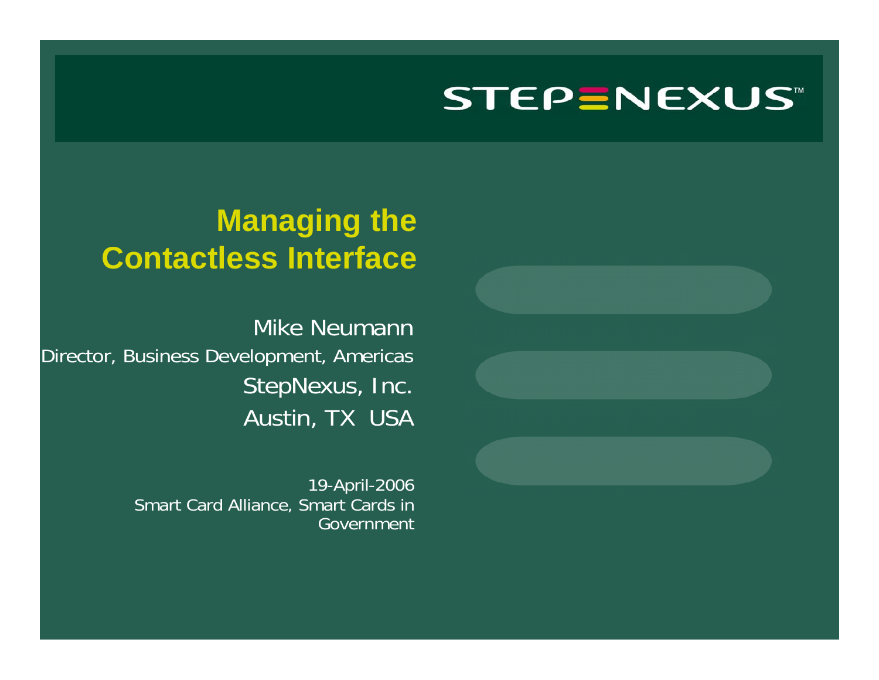STEPNEXUS™

# Managing the Contactless Interface

Mike Neumann

Director, Business Development, Americas

StepNexus, Inc.

Austin, TX USA

19-April-2006

Smart Card Alliance, Smart Cards in Government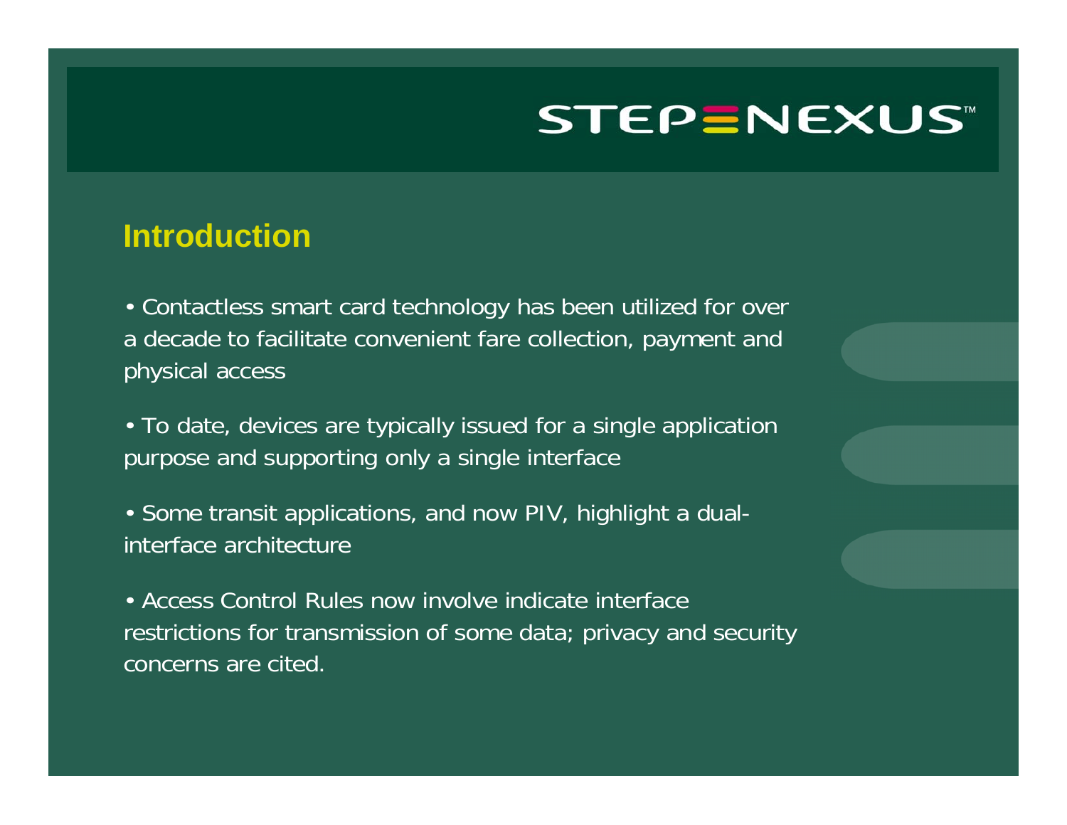## Introduction

- Contactless smart card technology has been utilized for over a decade to facilitate convenient fare collection, payment and physical access
- To date, devices are typically issued for a single application purpose and supporting only a single interface
- Some transit applications, and now PIV, highlight a dual-interface architecture
- Access Control Rules now involve indicate interface restrictions for transmission of some data; privacy and security concerns are cited.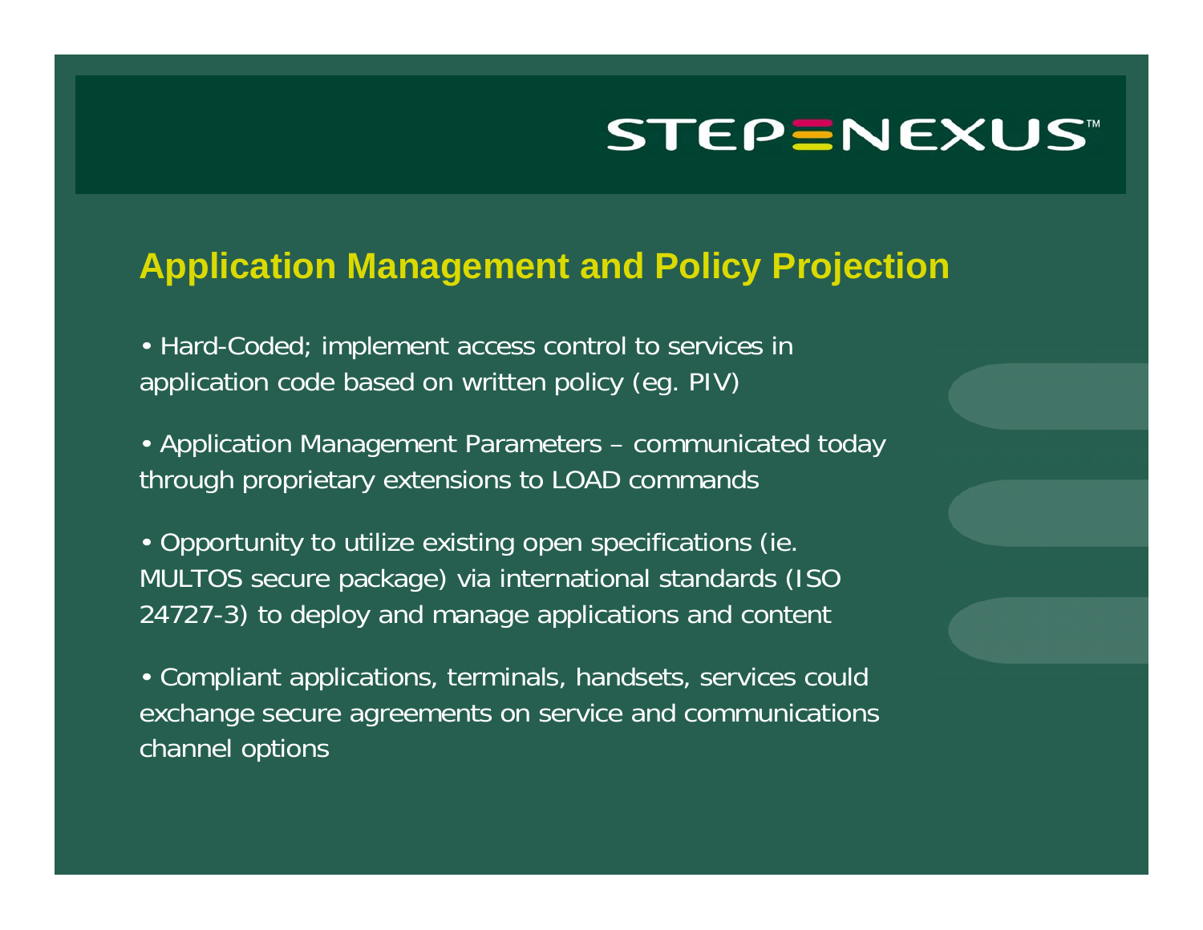STEPNEXUS™

## Application Management and Policy Projection

- Hard-Coded; implement access control to services in application code based on written policy (eg. PIV)

- Application Management Parameters – communicated today through proprietary extensions to LOAD commands

- Opportunity to utilize existing open specifications (ie. MULTOS secure package) via international standards (ISO 24727-3) to deploy and manage applications and content

- Compliant applications, terminals, handsets, services could exchange secure agreements on service and communications channel options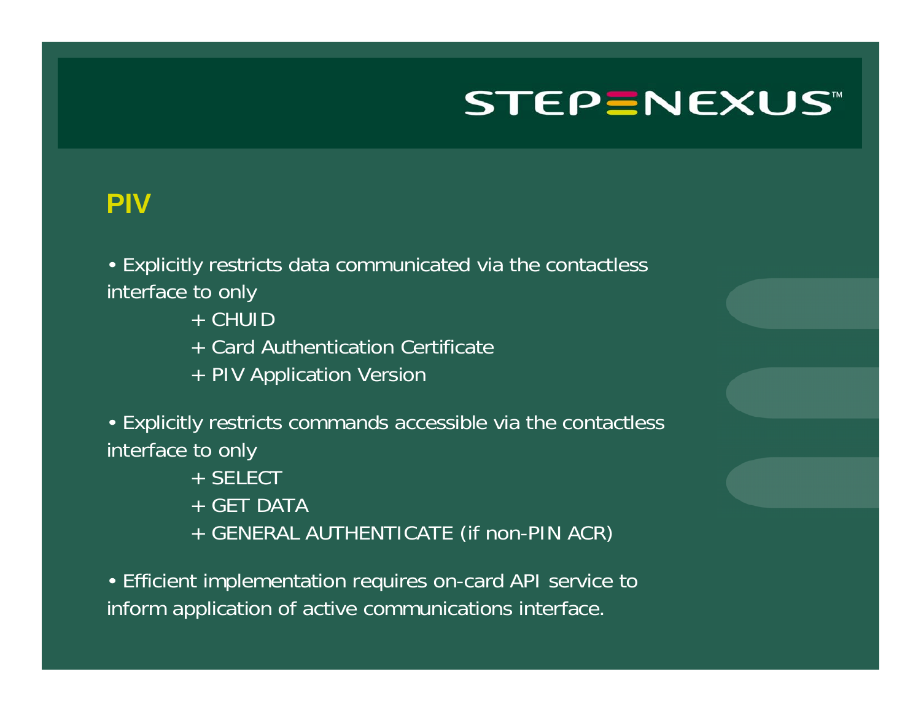## PIV

- Explicitly restricts data communicated via the contactless interface to only
  - + CHUID
  - + Card Authentication Certificate
  - + PIV Application Version
- Explicitly restricts commands accessible via the contactless interface to only
  - + SELECT
  - + GET DATA
  - + GENERAL AUTHENTICATE (if non-PIN ACR)
- Efficient implementation requires on-card API service to inform application of active communications interface.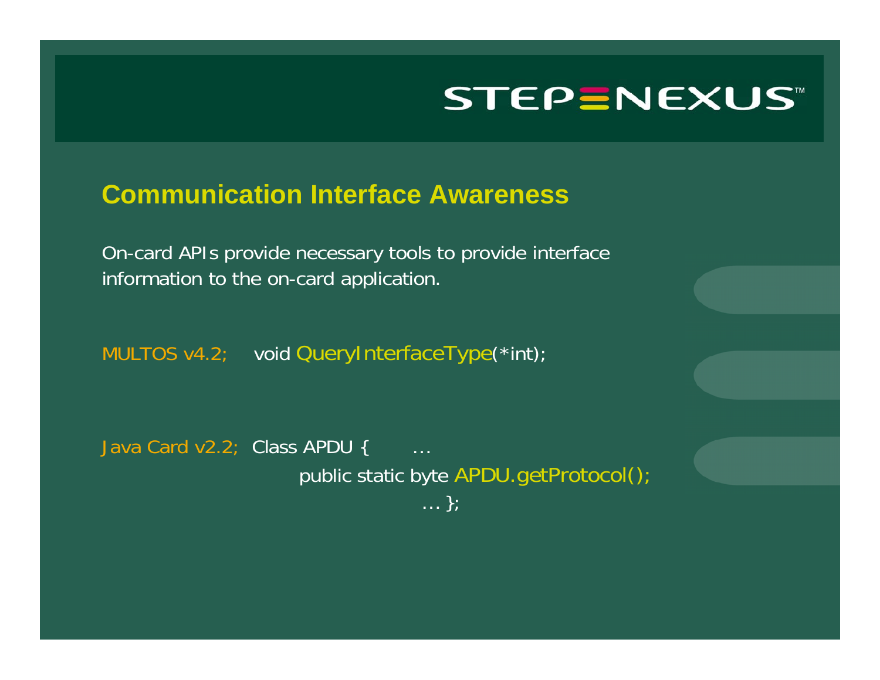## Communication Interface Awareness

On-card APIs provide necessary tools to provide interface information to the on-card application.

MULTOS v4.2;

```
void QueryInterfaceType(*int);
```

Java Card v2.2;

```
Class APDU {    …
        public static byte APDU.getProtocol();
    … };
```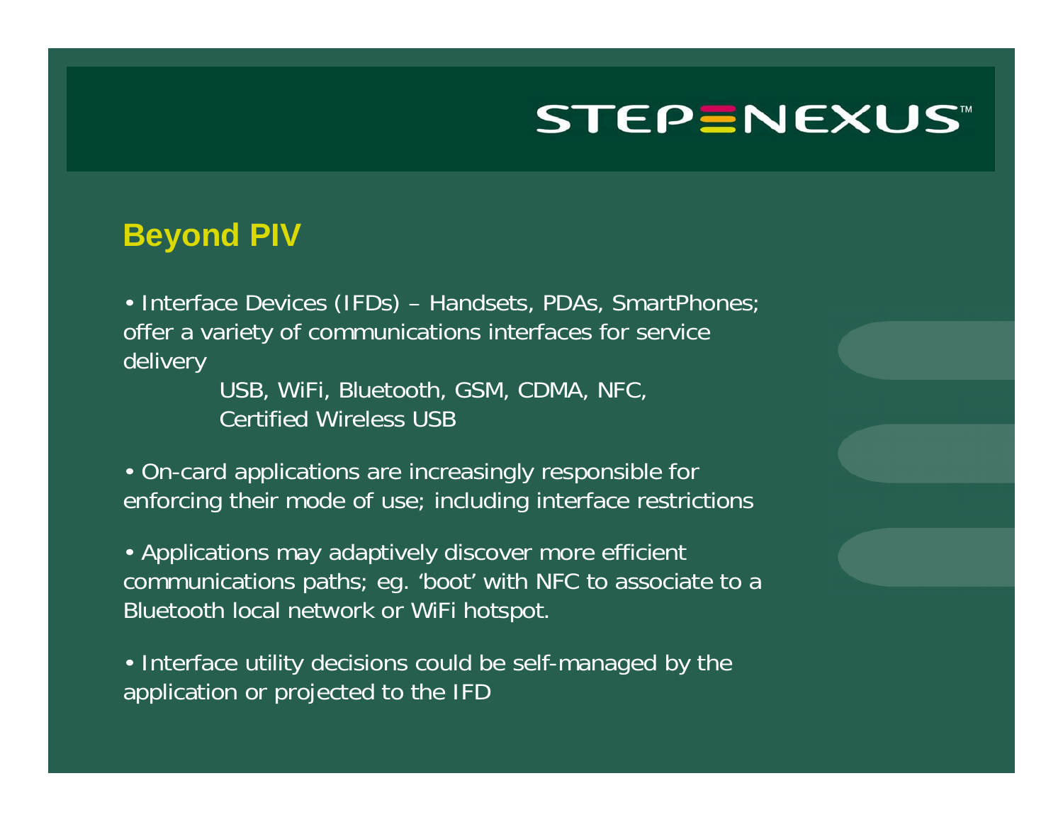## Beyond PIV

- Interface Devices (IFDs) – Handsets, PDAs, SmartPhones; offer a variety of communications interfaces for service delivery
  - USB, WiFi, Bluetooth, GSM, CDMA, NFC, Certified Wireless USB
- On-card applications are increasingly responsible for enforcing their mode of use; including interface restrictions
- Applications may adaptively discover more efficient communications paths; eg. 'boot' with NFC to associate to a Bluetooth local network or WiFi hotspot.
- Interface utility decisions could be self-managed by the application or projected to the IFD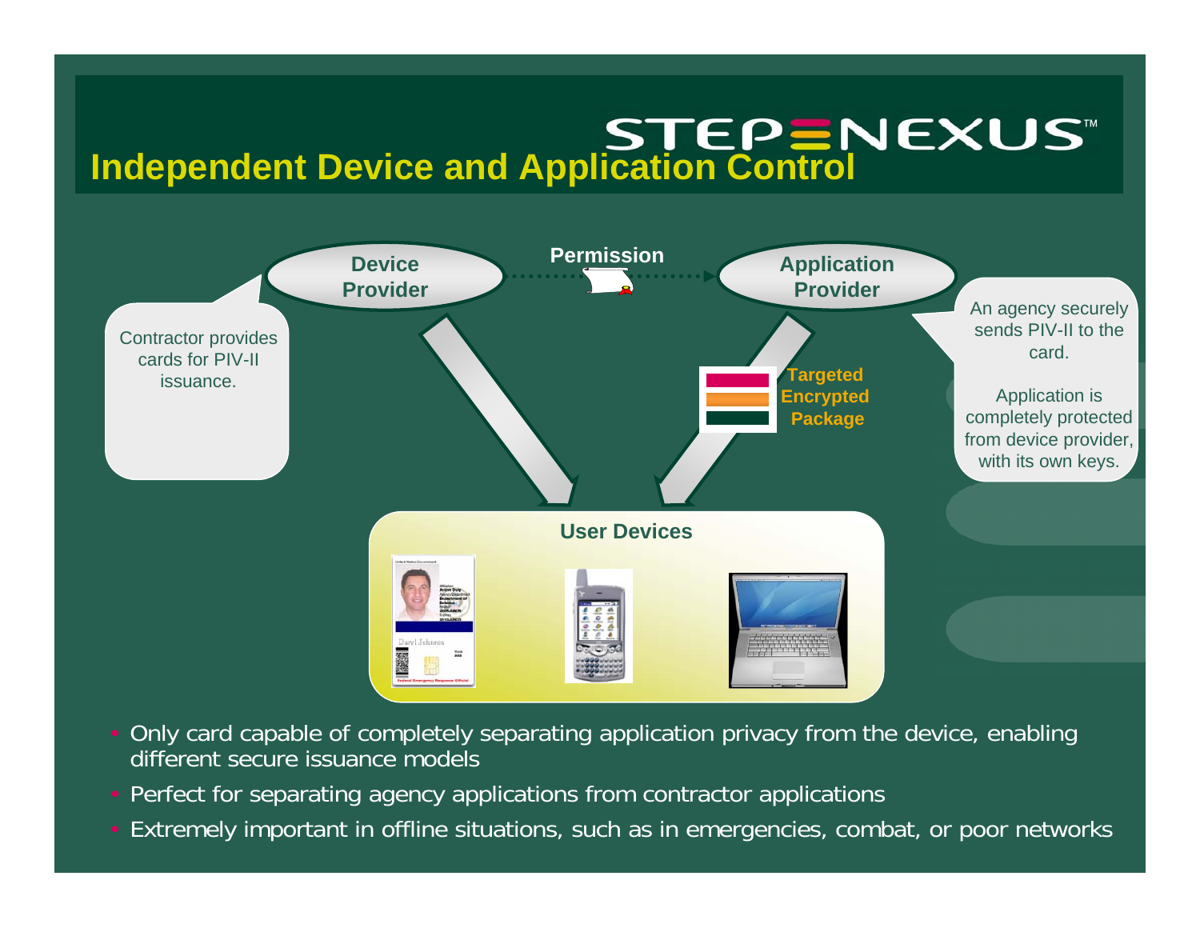# Independent Device and Application Control

STEPNEXUS™

Device Provider

Permission

Application Provider

Contractor provides cards for PIV-II issuance.

An agency securely sends PIV-II to the card.

Application is completely protected from device provider, with its own keys.

Targeted Encrypted Package

User Devices

- Only card capable of completely separating application privacy from the device, enabling different secure issuance models
- Perfect for separating agency applications from contractor applications
- Extremely important in offline situations, such as in emergencies, combat, or poor networks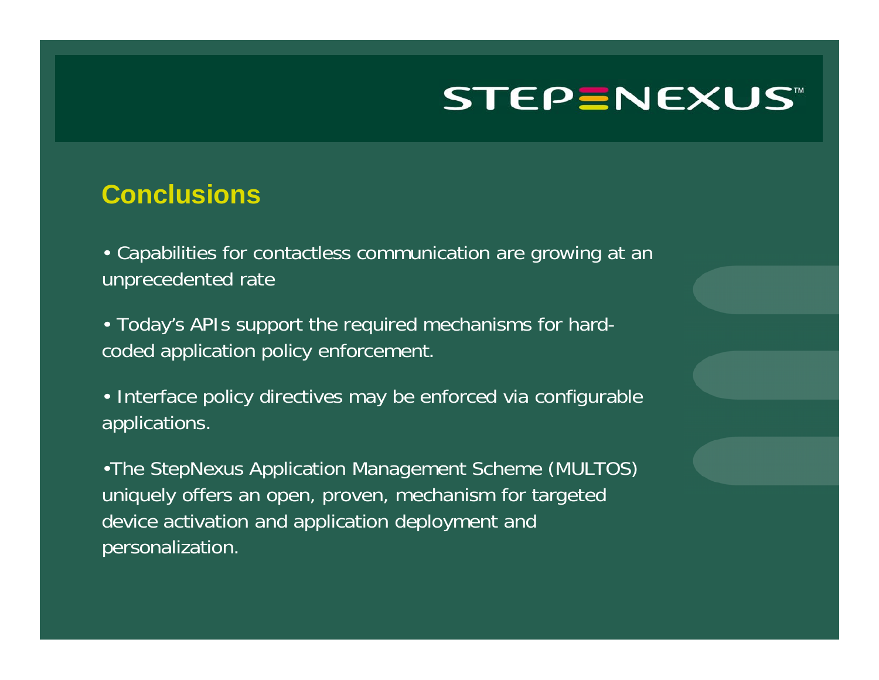## Conclusions

- Capabilities for contactless communication are growing at an unprecedented rate
- Today's APIs support the required mechanisms for hard-coded application policy enforcement.
- Interface policy directives may be enforced via configurable applications.
- The StepNexus Application Management Scheme (MULTOS) uniquely offers an open, proven, mechanism for targeted device activation and application deployment and personalization.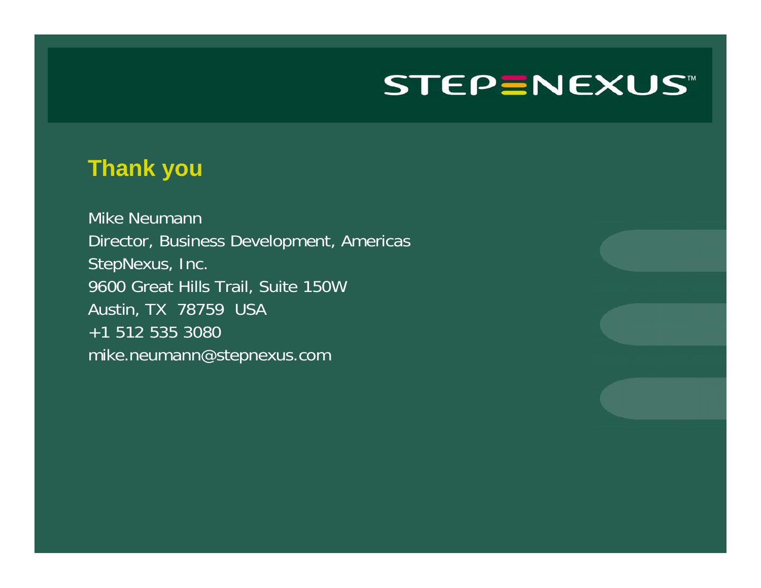STEPNEXUS™

## Thank you

Mike Neumann
Director, Business Development, Americas
StepNexus, Inc.
9600 Great Hills Trail, Suite 150W
Austin, TX  78759  USA
+1 512 535 3080
mike.neumann@stepnexus.com